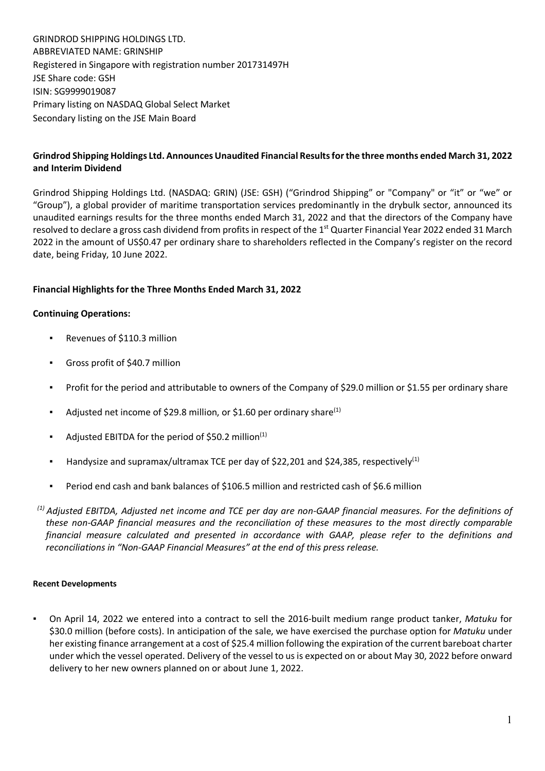GRINDROD SHIPPING HOLDINGS LTD.
ABBREVIATED NAME: GRINSHIP
Registered in Singapore with registration number 201731497H
JSE Share code: GSH
ISIN: SG9999019087
Primary listing on NASDAQ Global Select Market
Secondary listing on the JSE Main Board

**Grindrod Shipping Holdings Ltd. Announces Unaudited Financial Results for the three months ended March 31, 2022 and Interim Dividend**

Grindrod Shipping Holdings Ltd. (NASDAQ: GRIN) (JSE: GSH) ("Grindrod Shipping" or "Company" or "it" or "we" or "Group"), a global provider of maritime transportation services predominantly in the drybulk sector, announced its unaudited earnings results for the three months ended March 31, 2022 and that the directors of the Company have resolved to declare a gross cash dividend from profits in respect of the 1st Quarter Financial Year 2022 ended 31 March 2022 in the amount of US$0.47 per ordinary share to shareholders reflected in the Company's register on the record date, being Friday, 10 June 2022.

**Financial Highlights for the Three Months Ended March 31, 2022**

**Continuing Operations:**

- Revenues of $110.3 million
- Gross profit of $40.7 million
- Profit for the period and attributable to owners of the Company of $29.0 million or $1.55 per ordinary share
- Adjusted net income of $29.8 million, or $1.60 per ordinary share[(1)]
- Adjusted EBITDA for the period of $50.2 million[(1)]
- Handysize and supramax/ultramax TCE per day of $22,201 and $24,385, respectively[(1)]
- Period end cash and bank balances of $106.5 million and restricted cash of $6.6 million

*[(1)] Adjusted EBITDA, Adjusted net income and TCE per day are non-GAAP financial measures. For the definitions of these non-GAAP financial measures and the reconciliation of these measures to the most directly comparable financial measure calculated and presented in accordance with GAAP, please refer to the definitions and reconciliations in "Non-GAAP Financial Measures" at the end of this press release.*

**Recent Developments**

- On April 14, 2022 we entered into a contract to sell the 2016-built medium range product tanker, *Matuku* for $30.0 million (before costs). In anticipation of the sale, we have exercised the purchase option for *Matuku* under her existing finance arrangement at a cost of $25.4 million following the expiration of the current bareboat charter under which the vessel operated. Delivery of the vessel to us is expected on or about May 30, 2022 before onward delivery to her new owners planned on or about June 1, 2022.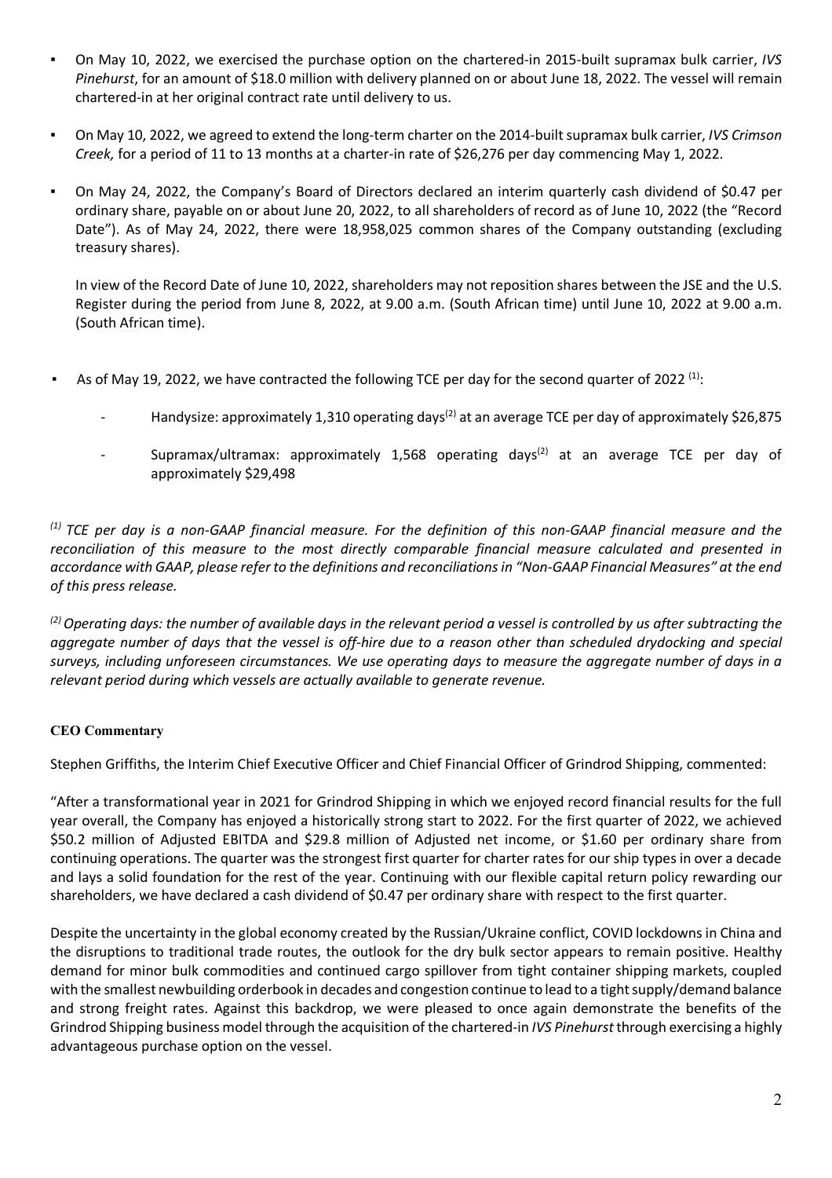- On May 10, 2022, we exercised the purchase option on the chartered-in 2015-built supramax bulk carrier, *IVS Pinehurst*, for an amount of $18.0 million with delivery planned on or about June 18, 2022. The vessel will remain chartered-in at her original contract rate until delivery to us.

- On May 10, 2022, we agreed to extend the long-term charter on the 2014-built supramax bulk carrier, *IVS Crimson Creek,* for a period of 11 to 13 months at a charter-in rate of $26,276 per day commencing May 1, 2022.

- On May 24, 2022, the Company's Board of Directors declared an interim quarterly cash dividend of $0.47 per ordinary share, payable on or about June 20, 2022, to all shareholders of record as of June 10, 2022 (the "Record Date"). As of May 24, 2022, there were 18,958,025 common shares of the Company outstanding (excluding treasury shares).

  In view of the Record Date of June 10, 2022, shareholders may not reposition shares between the JSE and the U.S. Register during the period from June 8, 2022, at 9.00 a.m. (South African time) until June 10, 2022 at 9.00 a.m. (South African time).

- As of May 19, 2022, we have contracted the following TCE per day for the second quarter of 2022 [(1)]:

  - Handysize: approximately 1,310 operating days[(2)] at an average TCE per day of approximately $26,875
  - Supramax/ultramax: approximately 1,568 operating days[(2)] at an average TCE per day of approximately $29,498

*[(1)] TCE per day is a non-GAAP financial measure. For the definition of this non-GAAP financial measure and the reconciliation of this measure to the most directly comparable financial measure calculated and presented in accordance with GAAP, please refer to the definitions and reconciliations in "Non-GAAP Financial Measures" at the end of this press release.*

*[(2)] Operating days: the number of available days in the relevant period a vessel is controlled by us after subtracting the aggregate number of days that the vessel is off-hire due to a reason other than scheduled drydocking and special surveys, including unforeseen circumstances. We use operating days to measure the aggregate number of days in a relevant period during which vessels are actually available to generate revenue.*

**CEO Commentary**

Stephen Griffiths, the Interim Chief Executive Officer and Chief Financial Officer of Grindrod Shipping, commented:

"After a transformational year in 2021 for Grindrod Shipping in which we enjoyed record financial results for the full year overall, the Company has enjoyed a historically strong start to 2022. For the first quarter of 2022, we achieved $50.2 million of Adjusted EBITDA and $29.8 million of Adjusted net income, or $1.60 per ordinary share from continuing operations. The quarter was the strongest first quarter for charter rates for our ship types in over a decade and lays a solid foundation for the rest of the year. Continuing with our flexible capital return policy rewarding our shareholders, we have declared a cash dividend of $0.47 per ordinary share with respect to the first quarter.

Despite the uncertainty in the global economy created by the Russian/Ukraine conflict, COVID lockdowns in China and the disruptions to traditional trade routes, the outlook for the dry bulk sector appears to remain positive. Healthy demand for minor bulk commodities and continued cargo spillover from tight container shipping markets, coupled with the smallest newbuilding orderbook in decades and congestion continue to lead to a tight supply/demand balance and strong freight rates. Against this backdrop, we were pleased to once again demonstrate the benefits of the Grindrod Shipping business model through the acquisition of the chartered-in *IVS Pinehurst* through exercising a highly advantageous purchase option on the vessel.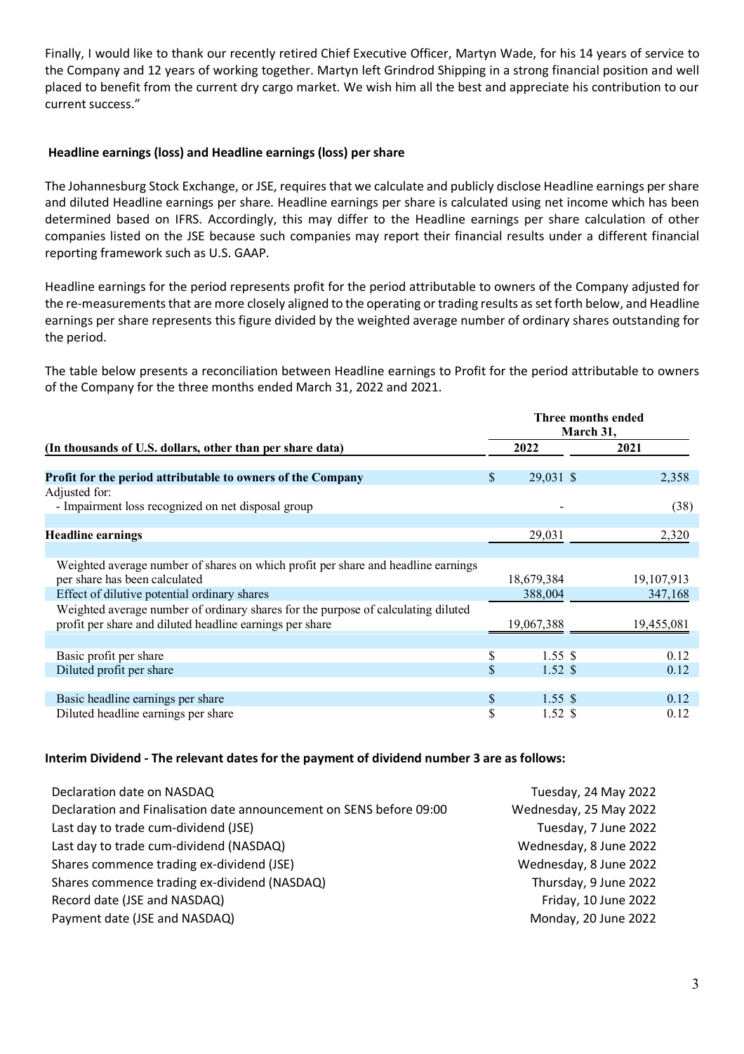Finally, I would like to thank our recently retired Chief Executive Officer, Martyn Wade, for his 14 years of service to the Company and 12 years of working together. Martyn left Grindrod Shipping in a strong financial position and well placed to benefit from the current dry cargo market. We wish him all the best and appreciate his contribution to our current success."

### Headline earnings (loss) and Headline earnings (loss) per share

The Johannesburg Stock Exchange, or JSE, requires that we calculate and publicly disclose Headline earnings per share and diluted Headline earnings per share. Headline earnings per share is calculated using net income which has been determined based on IFRS. Accordingly, this may differ to the Headline earnings per share calculation of other companies listed on the JSE because such companies may report their financial results under a different financial reporting framework such as U.S. GAAP.

Headline earnings for the period represents profit for the period attributable to owners of the Company adjusted for the re-measurements that are more closely aligned to the operating or trading results as set forth below, and Headline earnings per share represents this figure divided by the weighted average number of ordinary shares outstanding for the period.

The table below presents a reconciliation between Headline earnings to Profit for the period attributable to owners of the Company for the three months ended March 31, 2022 and 2021.

| | Three months ended March 31, | |
|---|---|---|
| **(In thousands of U.S. dollars, other than per share data)** | **2022** | **2021** |
| **Profit for the period attributable to owners of the Company** | $ 29,031 | $ 2,358 |
| Adjusted for: | | |
| - Impairment loss recognized on net disposal group | - | (38) |
| **Headline earnings** | 29,031 | 2,320 |
| Weighted average number of shares on which profit per share and headline earnings per share has been calculated | 18,679,384 | 19,107,913 |
| Effect of dilutive potential ordinary shares | 388,004 | 347,168 |
| Weighted average number of ordinary shares for the purpose of calculating diluted profit per share and diluted headline earnings per share | 19,067,388 | 19,455,081 |
| Basic profit per share | $ 1.55 | $ 0.12 |
| Diluted profit per share | $ 1.52 | $ 0.12 |
| Basic headline earnings per share | $ 1.55 | $ 0.12 |
| Diluted headline earnings per share | $ 1.52 | $ 0.12 |

### Interim Dividend - The relevant dates for the payment of dividend number 3 are as follows:

| | |
|---|---|
| Declaration date on NASDAQ | Tuesday, 24 May 2022 |
| Declaration and Finalisation date announcement on SENS before 09:00 | Wednesday, 25 May 2022 |
| Last day to trade cum-dividend (JSE) | Tuesday, 7 June 2022 |
| Last day to trade cum-dividend (NASDAQ) | Wednesday, 8 June 2022 |
| Shares commence trading ex-dividend (JSE) | Wednesday, 8 June 2022 |
| Shares commence trading ex-dividend (NASDAQ) | Thursday, 9 June 2022 |
| Record date (JSE and NASDAQ) | Friday, 10 June 2022 |
| Payment date (JSE and NASDAQ) | Monday, 20 June 2022 |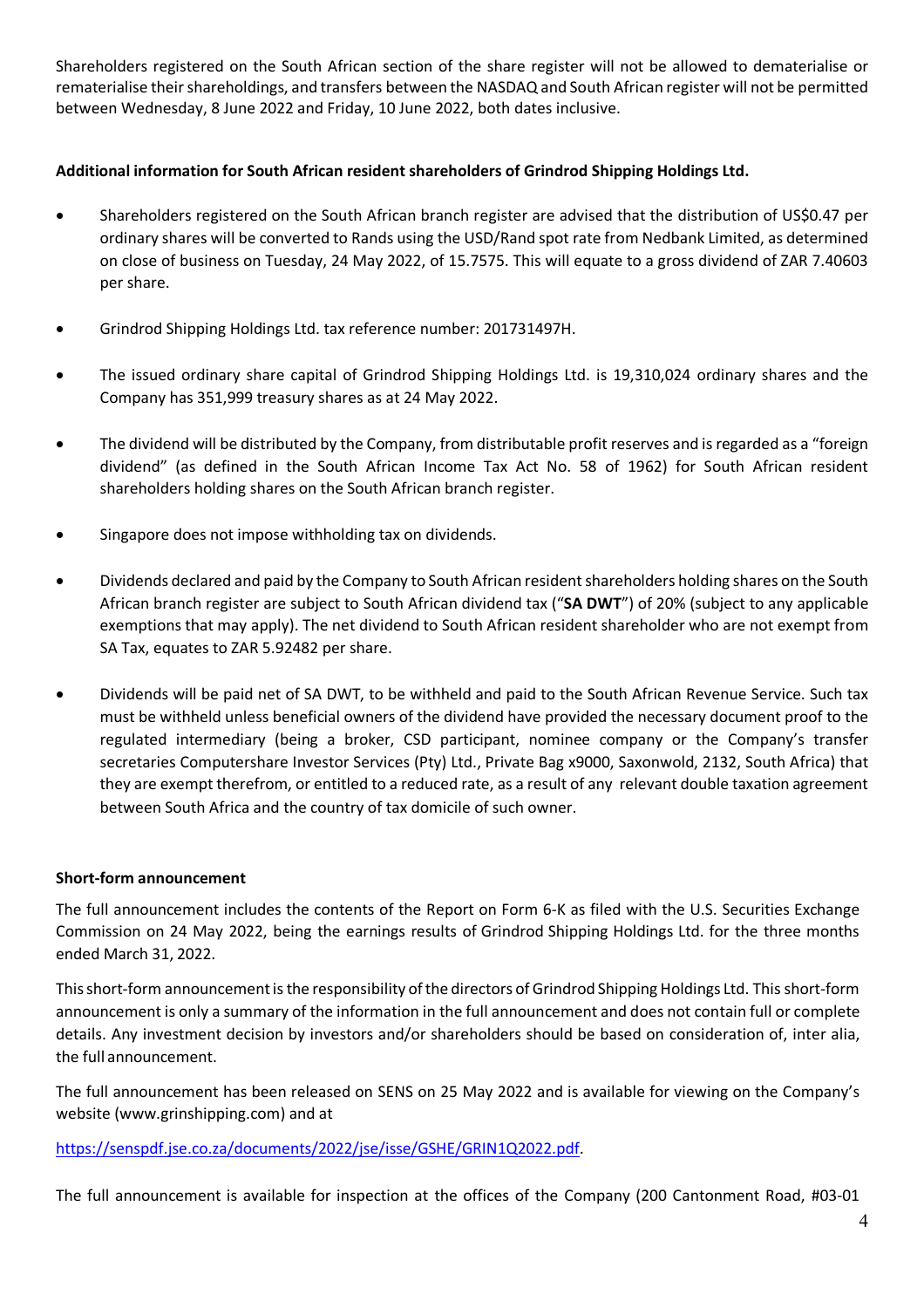Shareholders registered on the South African section of the share register will not be allowed to dematerialise or rematerialise their shareholdings, and transfers between the NASDAQ and South African register will not be permitted between Wednesday, 8 June 2022 and Friday, 10 June 2022, both dates inclusive.

**Additional information for South African resident shareholders of Grindrod Shipping Holdings Ltd.**

- Shareholders registered on the South African branch register are advised that the distribution of US$0.47 per ordinary shares will be converted to Rands using the USD/Rand spot rate from Nedbank Limited, as determined on close of business on Tuesday, 24 May 2022, of 15.7575. This will equate to a gross dividend of ZAR 7.40603 per share.
- Grindrod Shipping Holdings Ltd. tax reference number: 201731497H.
- The issued ordinary share capital of Grindrod Shipping Holdings Ltd. is 19,310,024 ordinary shares and the Company has 351,999 treasury shares as at 24 May 2022.
- The dividend will be distributed by the Company, from distributable profit reserves and is regarded as a "foreign dividend" (as defined in the South African Income Tax Act No. 58 of 1962) for South African resident shareholders holding shares on the South African branch register.
- Singapore does not impose withholding tax on dividends.
- Dividends declared and paid by the Company to South African resident shareholders holding shares on the South African branch register are subject to South African dividend tax ("**SA DWT**") of 20% (subject to any applicable exemptions that may apply). The net dividend to South African resident shareholder who are not exempt from SA Tax, equates to ZAR 5.92482 per share.
- Dividends will be paid net of SA DWT, to be withheld and paid to the South African Revenue Service. Such tax must be withheld unless beneficial owners of the dividend have provided the necessary document proof to the regulated intermediary (being a broker, CSD participant, nominee company or the Company's transfer secretaries Computershare Investor Services (Pty) Ltd., Private Bag x9000, Saxonwold, 2132, South Africa) that they are exempt therefrom, or entitled to a reduced rate, as a result of any relevant double taxation agreement between South Africa and the country of tax domicile of such owner.

**Short-form announcement**

The full announcement includes the contents of the Report on Form 6-K as filed with the U.S. Securities Exchange Commission on 24 May 2022, being the earnings results of Grindrod Shipping Holdings Ltd. for the three months ended March 31, 2022.

This short-form announcement is the responsibility of the directors of Grindrod Shipping Holdings Ltd. This short-form announcement is only a summary of the information in the full announcement and does not contain full or complete details. Any investment decision by investors and/or shareholders should be based on consideration of, inter alia, the full announcement.

The full announcement has been released on SENS on 25 May 2022 and is available for viewing on the Company's website (www.grinshipping.com) and at

https://senspdf.jse.co.za/documents/2022/jse/isse/GSHE/GRIN1Q2022.pdf.

The full announcement is available for inspection at the offices of the Company (200 Cantonment Road, #03-01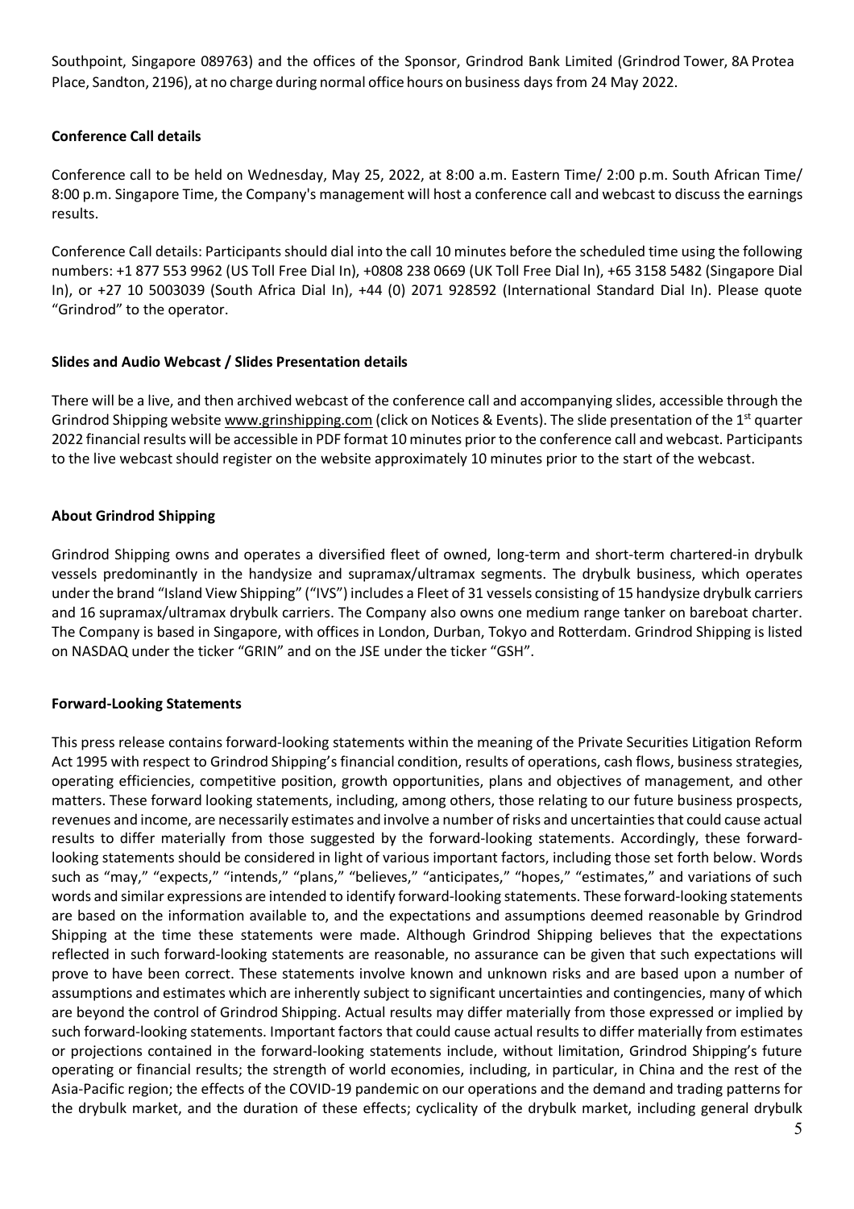Southpoint, Singapore 089763) and the offices of the Sponsor, Grindrod Bank Limited (Grindrod Tower, 8A Protea Place, Sandton, 2196), at no charge during normal office hours on business days from 24 May 2022.

**Conference Call details**

Conference call to be held on Wednesday, May 25, 2022, at 8:00 a.m. Eastern Time/ 2:00 p.m. South African Time/ 8:00 p.m. Singapore Time, the Company's management will host a conference call and webcast to discuss the earnings results.

Conference Call details: Participants should dial into the call 10 minutes before the scheduled time using the following numbers: +1 877 553 9962 (US Toll Free Dial In), +0808 238 0669 (UK Toll Free Dial In), +65 3158 5482 (Singapore Dial In), or +27 10 5003039 (South Africa Dial In), +44 (0) 2071 928592 (International Standard Dial In). Please quote "Grindrod" to the operator.

**Slides and Audio Webcast / Slides Presentation details**

There will be a live, and then archived webcast of the conference call and accompanying slides, accessible through the Grindrod Shipping website www.grinshipping.com (click on Notices & Events). The slide presentation of the 1st quarter 2022 financial results will be accessible in PDF format 10 minutes prior to the conference call and webcast. Participants to the live webcast should register on the website approximately 10 minutes prior to the start of the webcast.

**About Grindrod Shipping**

Grindrod Shipping owns and operates a diversified fleet of owned, long-term and short-term chartered-in drybulk vessels predominantly in the handysize and supramax/ultramax segments. The drybulk business, which operates under the brand "Island View Shipping" ("IVS") includes a Fleet of 31 vessels consisting of 15 handysize drybulk carriers and 16 supramax/ultramax drybulk carriers. The Company also owns one medium range tanker on bareboat charter. The Company is based in Singapore, with offices in London, Durban, Tokyo and Rotterdam. Grindrod Shipping is listed on NASDAQ under the ticker "GRIN" and on the JSE under the ticker "GSH".

**Forward-Looking Statements**

This press release contains forward-looking statements within the meaning of the Private Securities Litigation Reform Act 1995 with respect to Grindrod Shipping's financial condition, results of operations, cash flows, business strategies, operating efficiencies, competitive position, growth opportunities, plans and objectives of management, and other matters. These forward looking statements, including, among others, those relating to our future business prospects, revenues and income, are necessarily estimates and involve a number of risks and uncertainties that could cause actual results to differ materially from those suggested by the forward-looking statements. Accordingly, these forward-looking statements should be considered in light of various important factors, including those set forth below. Words such as "may," "expects," "intends," "plans," "believes," "anticipates," "hopes," "estimates," and variations of such words and similar expressions are intended to identify forward-looking statements. These forward-looking statements are based on the information available to, and the expectations and assumptions deemed reasonable by Grindrod Shipping at the time these statements were made. Although Grindrod Shipping believes that the expectations reflected in such forward-looking statements are reasonable, no assurance can be given that such expectations will prove to have been correct. These statements involve known and unknown risks and are based upon a number of assumptions and estimates which are inherently subject to significant uncertainties and contingencies, many of which are beyond the control of Grindrod Shipping. Actual results may differ materially from those expressed or implied by such forward-looking statements. Important factors that could cause actual results to differ materially from estimates or projections contained in the forward-looking statements include, without limitation, Grindrod Shipping's future operating or financial results; the strength of world economies, including, in particular, in China and the rest of the Asia-Pacific region; the effects of the COVID-19 pandemic on our operations and the demand and trading patterns for the drybulk market, and the duration of these effects; cyclicality of the drybulk market, including general drybulk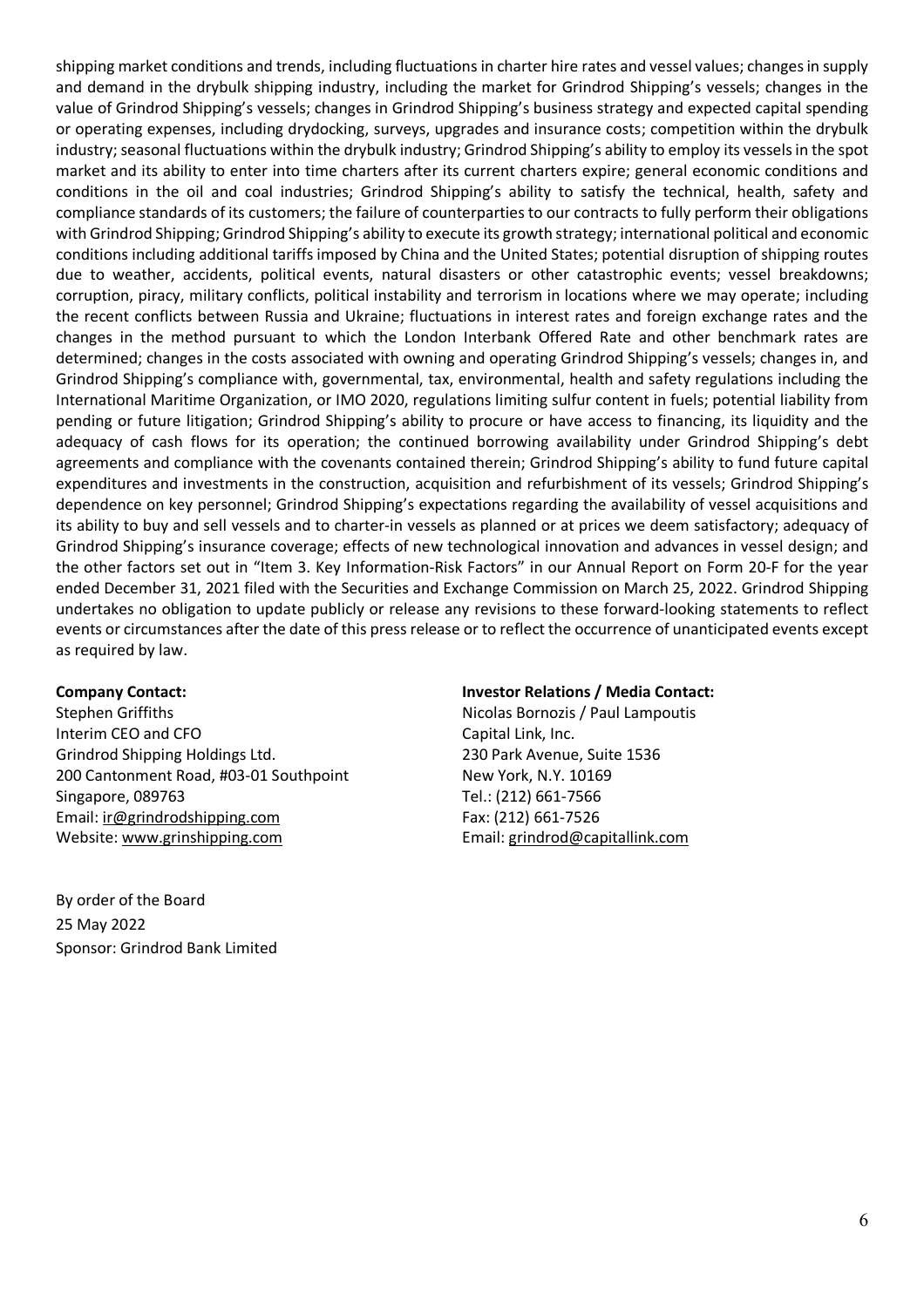shipping market conditions and trends, including fluctuations in charter hire rates and vessel values; changes in supply and demand in the drybulk shipping industry, including the market for Grindrod Shipping's vessels; changes in the value of Grindrod Shipping's vessels; changes in Grindrod Shipping's business strategy and expected capital spending or operating expenses, including drydocking, surveys, upgrades and insurance costs; competition within the drybulk industry; seasonal fluctuations within the drybulk industry; Grindrod Shipping's ability to employ its vessels in the spot market and its ability to enter into time charters after its current charters expire; general economic conditions and conditions in the oil and coal industries; Grindrod Shipping's ability to satisfy the technical, health, safety and compliance standards of its customers; the failure of counterparties to our contracts to fully perform their obligations with Grindrod Shipping; Grindrod Shipping's ability to execute its growth strategy; international political and economic conditions including additional tariffs imposed by China and the United States; potential disruption of shipping routes due to weather, accidents, political events, natural disasters or other catastrophic events; vessel breakdowns; corruption, piracy, military conflicts, political instability and terrorism in locations where we may operate; including the recent conflicts between Russia and Ukraine; fluctuations in interest rates and foreign exchange rates and the changes in the method pursuant to which the London Interbank Offered Rate and other benchmark rates are determined; changes in the costs associated with owning and operating Grindrod Shipping's vessels; changes in, and Grindrod Shipping's compliance with, governmental, tax, environmental, health and safety regulations including the International Maritime Organization, or IMO 2020, regulations limiting sulfur content in fuels; potential liability from pending or future litigation; Grindrod Shipping's ability to procure or have access to financing, its liquidity and the adequacy of cash flows for its operation; the continued borrowing availability under Grindrod Shipping's debt agreements and compliance with the covenants contained therein; Grindrod Shipping's ability to fund future capital expenditures and investments in the construction, acquisition and refurbishment of its vessels; Grindrod Shipping's dependence on key personnel; Grindrod Shipping's expectations regarding the availability of vessel acquisitions and its ability to buy and sell vessels and to charter-in vessels as planned or at prices we deem satisfactory; adequacy of Grindrod Shipping's insurance coverage; effects of new technological innovation and advances in vessel design; and the other factors set out in "Item 3. Key Information-Risk Factors" in our Annual Report on Form 20-F for the year ended December 31, 2021 filed with the Securities and Exchange Commission on March 25, 2022. Grindrod Shipping undertakes no obligation to update publicly or release any revisions to these forward-looking statements to reflect events or circumstances after the date of this press release or to reflect the occurrence of unanticipated events except as required by law.

**Company Contact:**
Stephen Griffiths
Interim CEO and CFO
Grindrod Shipping Holdings Ltd.
200 Cantonment Road, #03-01 Southpoint
Singapore, 089763
Email: ir@grindrodshipping.com
Website: www.grinshipping.com

**Investor Relations / Media Contact:**
Nicolas Bornozis / Paul Lampoutis
Capital Link, Inc.
230 Park Avenue, Suite 1536
New York, N.Y. 10169
Tel.: (212) 661-7566
Fax: (212) 661-7526
Email: grindrod@capitallink.com

By order of the Board
25 May 2022
Sponsor: Grindrod Bank Limited